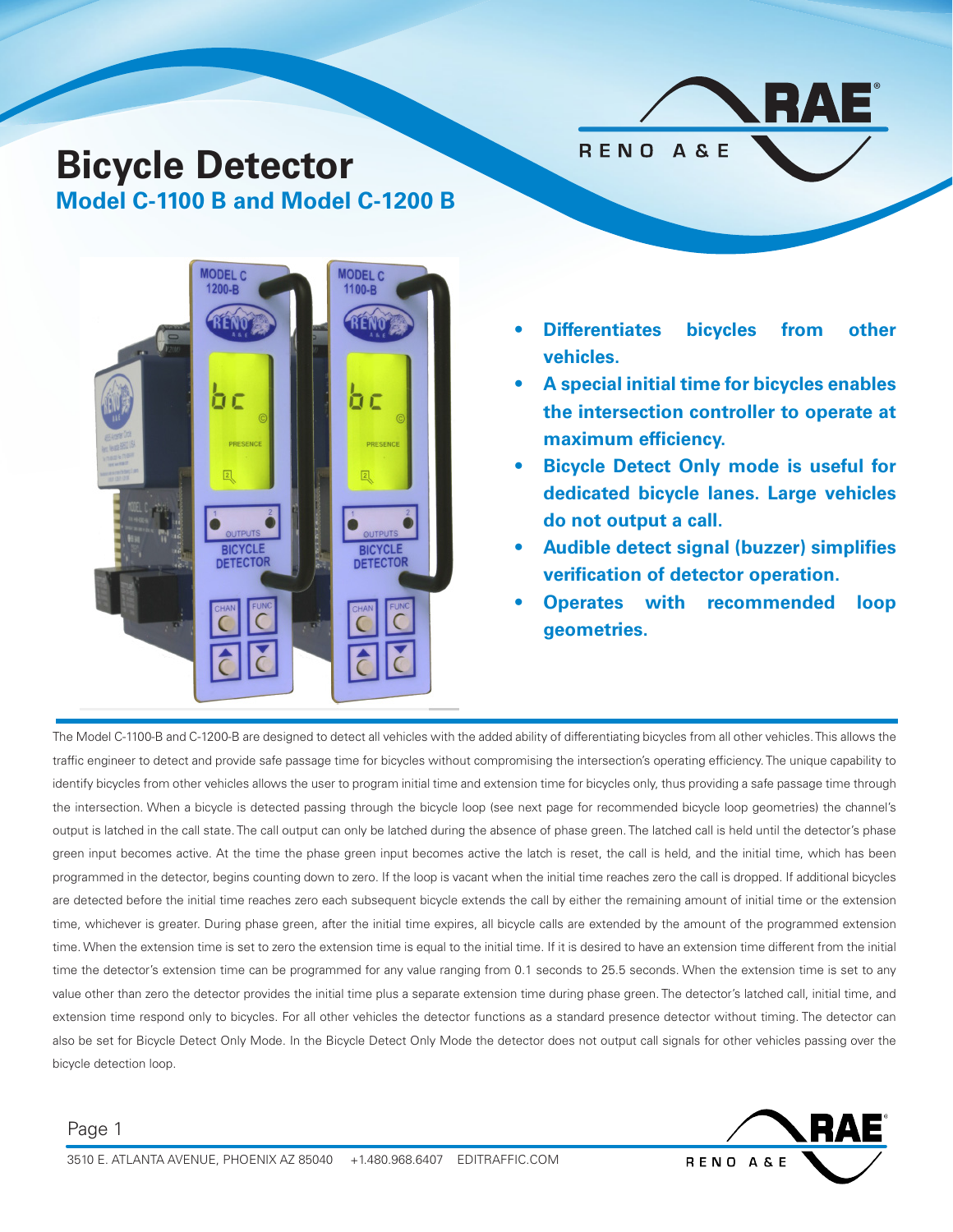# Bicycle Detector

## Model C-1100 B and Model C-1200 B

- **Differentiates bicycles from other vehicles.**
- **A special initial time for bicycles enables the intersection controller to operate at maximum efficiency.**
- **Bicycle Detect Only mode is useful for dedicated bicycle lanes. Large vehicles do not output a call.**
- **Audible detect signal (buzzer) simplifies verification of detector operation.**
- **Operates with recommended loop geometries.**

The Model C-1100-B and C-1200-B are designed to detect all vehicles with the added ability of differentiating bicycles from all other vehicles. This allows the traffic engineer to detect and provide safe passage time for bicycles without compromising the intersection's operating efficiency. The unique capability to identify bicycles from other vehicles allows the user to program initial time and extension time for bicycles only, thus providing a safe passage time through the intersection. When a bicycle is detected passing through the bicycle loop (see next page for recommended bicycle loop geometries) the channel's output is latched in the call state. The call output can only be latched during the absence of phase green. The latched call is held until the detector's phase green input becomes active. At the time the phase green input becomes active the latch is reset, the call is held, and the initial time, which has been programmed in the detector, begins counting down to zero. If the loop is vacant when the initial time reaches zero the call is dropped. If additional bicycles are detected before the initial time reaches zero each subsequent bicycle extends the call by either the remaining amount of initial time or the extension time, whichever is greater. During phase green, after the initial time expires, all bicycle calls are extended by the amount of the programmed extension time. When the extension time is set to zero the extension time is equal to the initial time. If it is desired to have an extension time different from the initial time the detector's extension time can be programmed for any value ranging from 0.1 seconds to 25.5 seconds. When the extension time is set to any value other than zero the detector provides the initial time plus a separate extension time during phase green. The detector's latched call, initial time, and extension time respond only to bicycles. For all other vehicles the detector functions as a standard presence detector without timing. The detector can also be set for Bicycle Detect Only Mode. In the Bicycle Detect Only Mode the detector does not output call signals for other vehicles passing over the bicycle detection loop.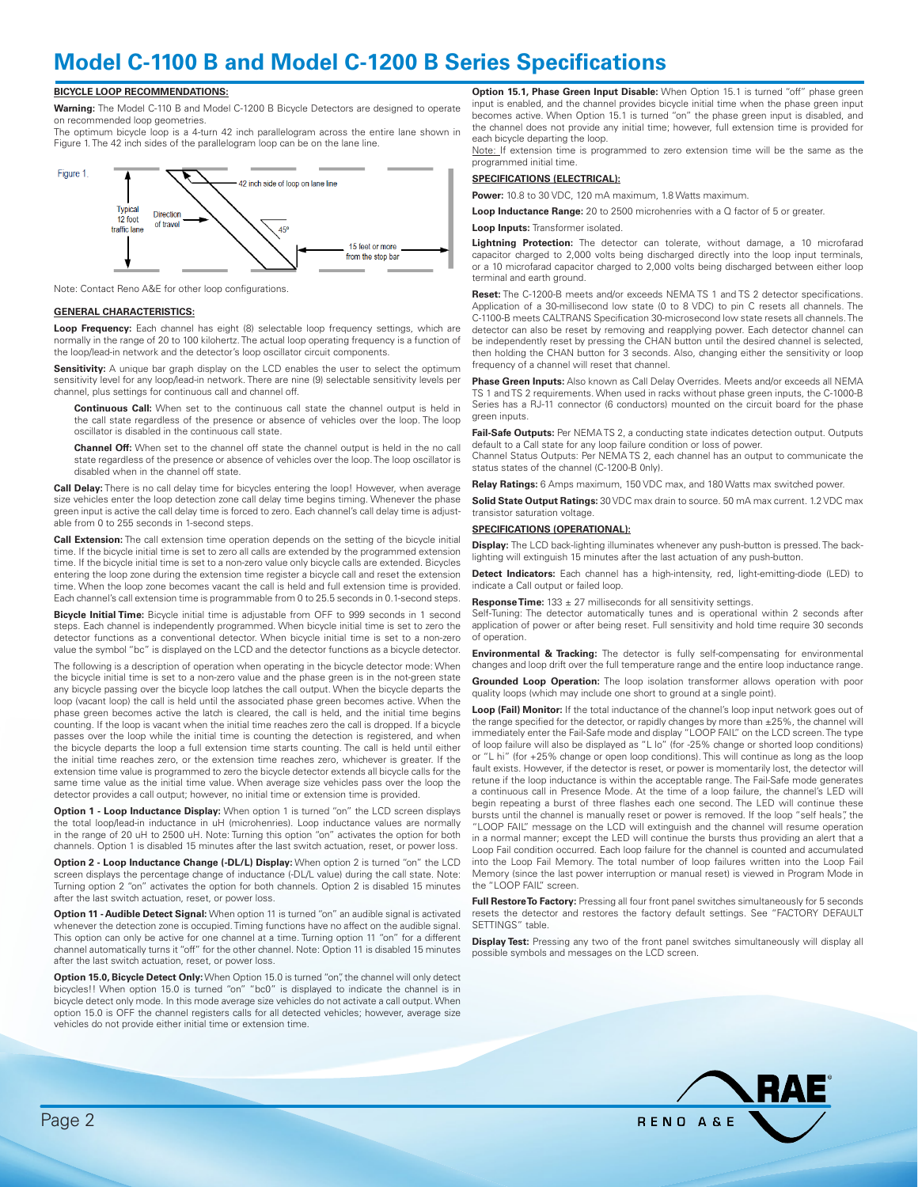# Model C-1100 B and Model C-1200 B Series Specifications

## BICYCLE LOOP RECOMMENDATIONS:

**Warning:** The Model C-110 B and Model C-1200 B Bicycle Detectors are designed to operate on recommended loop geometries.

The optimum bicycle loop is a 4-turn 42 inch parallelogram across the entire lane shown in Figure 1. The 42 inch sides of the parallelogram loop can be on the lane line.

Figure 1.

Typical 12 foot traffic lane — Direction of travel — 42 inch side of loop on lane line — 45° — 15 feet or more from the stop bar

Note: Contact Reno A&E for other loop configurations.

## GENERAL CHARACTERISTICS:

**Loop Frequency:** Each channel has eight (8) selectable loop frequency settings, which are normally in the range of 20 to 100 kilohertz. The actual loop operating frequency is a function of the loop/lead-in network and the detector's loop oscillator circuit components.

**Sensitivity:** A unique bar graph display on the LCD enables the user to select the optimum sensitivity level for any loop/lead-in network. There are nine (9) selectable sensitivity levels per channel, plus settings for continuous call and channel off.

**Continuous Call:** When set to the continuous call state the channel output is held in the call state regardless of the presence or absence of vehicles over the loop. The loop oscillator is disabled in the continuous call state.

**Channel Off:** When set to the channel off state the channel output is held in the no call state regardless of the presence or absence of vehicles over the loop. The loop oscillator is disabled when in the channel off state.

**Call Delay:** There is no call delay time for bicycles entering the loop! However, when average size vehicles enter the loop detection zone call delay time begins timing. Whenever the phase green input is active the call delay time is forced to zero. Each channel's call delay time is adjustable from 0 to 255 seconds in 1-second steps.

**Call Extension:** The call extension time operation depends on the setting of the bicycle initial time. If the bicycle initial time is set to zero all calls are extended by the programmed extension time. If the bicycle initial time is set to a non-zero value only bicycle calls are extended. Bicycles entering the loop zone during the extension time register a bicycle call and reset the extension time. When the loop zone becomes vacant the call is held and full extension time is provided. Each channel's call extension time is programmable from 0 to 25.5 seconds in 0.1-second steps.

**Bicycle Initial Time:** Bicycle initial time is adjustable from OFF to 999 seconds in 1 second steps. Each channel is independently programmed. When bicycle initial time is set to zero the detector functions as a conventional detector. When bicycle initial time is set to a non-zero value the symbol "bc" is displayed on the LCD and the detector functions as a bicycle detector.

The following is a description of operation when operating in the bicycle detector mode: When the bicycle initial time is set to a non-zero value and the phase green is in the not-green state any bicycle passing over the bicycle loop latches the call output. When the bicycle departs the loop (vacant loop) the call is held until the associated phase green becomes active. When the phase green becomes active the latch is cleared, the call is held, and the initial time begins counting. If the loop is vacant when the initial time reaches zero the call is dropped. If a bicycle passes over the loop while the initial time is counting the detection is registered, and when the bicycle departs the loop a full extension time starts counting. The call is held until either the initial time reaches zero, or the extension time reaches zero, whichever is greater. If the extension time value is programmed to zero the bicycle detector extends all bicycle calls for the same time value as the initial time value. When average size vehicles pass over the loop the detector provides a call output; however, no initial time or extension time is provided.

**Option 1 - Loop Inductance Display:** When option 1 is turned "on" the LCD screen displays the total loop/lead-in inductance in uH (microhenries). Loop inductance values are normally in the range of 20 uH to 2500 uH. Note: Turning this option "on" activates the option for both channels. Option 1 is disabled 15 minutes after the last switch actuation, reset, or power loss.

**Option 2 - Loop Inductance Change (-DL/L) Display:** When option 2 is turned "on" the LCD screen displays the percentage change of inductance (-DL/L value) during the call state. Note: Turning option 2 "on" activates the option for both channels. Option 2 is disabled 15 minutes after the last switch actuation, reset, or power loss.

**Option 11 - Audible Detect Signal:** When option 11 is turned "on" an audible signal is activated whenever the detection zone is occupied. Timing functions have no affect on the audible signal. This option can only be active for one channel at a time. Turning option 11 "on" for a different channel automatically turns it "off" for the other channel. Note: Option 11 is disabled 15 minutes after the last switch actuation, reset, or power loss.

**Option 15.0, Bicycle Detect Only:** When Option 15.0 is turned "on", the channel will only detect bicycles!! When option 15.0 is turned "on" "bc0" is displayed to indicate the channel is in bicycle detect only mode. In this mode average size vehicles do not activate a call output. When option 15.0 is OFF the channel registers calls for all detected vehicles; however, average size vehicles do not provide either initial time or extension time.

**Option 15.1, Phase Green Input Disable:** When Option 15.1 is turned "off" phase green input is enabled, and the channel provides bicycle initial time when the phase green input becomes active. When Option 15.1 is turned "on" the phase green input is disabled, and the channel does not provide any initial time; however, full extension time is provided for each bicycle departing the loop.

Note: If extension time is programmed to zero extension time will be the same as the programmed initial time.

## SPECIFICATIONS (ELECTRICAL):

**Power:** 10.8 to 30 VDC, 120 mA maximum, 1.8 Watts maximum.

**Loop Inductance Range:** 20 to 2500 microhenries with a Q factor of 5 or greater.

**Loop Inputs:** Transformer isolated.

**Lightning Protection:** The detector can tolerate, without damage, a 10 microfarad capacitor charged to 2,000 volts being discharged directly into the loop input terminals, or a 10 microfarad capacitor charged to 2,000 volts being discharged between either loop terminal and earth ground.

**Reset:** The C-1200-B meets and/or exceeds NEMA TS 1 and TS 2 detector specifications. Application of a 30-millisecond low state (0 to 8 VDC) to pin C resets all channels. The C-1100-B meets CALTRANS Specification 30-microsecond low state resets all channels. The detector can also be reset by removing and reapplying power. Each detector channel can be independently reset by pressing the CHAN button until the desired channel is selected, then holding the CHAN button for 3 seconds. Also, changing either the sensitivity or loop frequency of a channel will reset that channel.

**Phase Green Inputs:** Also known as Call Delay Overrides. Meets and/or exceeds all NEMA TS 1 and TS 2 requirements. When used in racks without phase green inputs, the C-1000-B Series has a RJ-11 connector (6 conductors) mounted on the circuit board for the phase green inputs.

**Fail-Safe Outputs:** Per NEMA TS 2, a conducting state indicates detection output. Outputs default to a Call state for any loop failure condition or loss of power.

Channel Status Outputs: Per NEMA TS 2, each channel has an output to communicate the status states of the channel (C-1200-B 0nly).

**Relay Ratings:** 6 Amps maximum, 150 VDC max, and 180 Watts max switched power.

**Solid State Output Ratings:** 30 VDC max drain to source. 50 mA max current. 1.2 VDC max transistor saturation voltage.

## SPECIFICATIONS (OPERATIONAL):

**Display:** The LCD back-lighting illuminates whenever any push-button is pressed. The back-lighting will extinguish 15 minutes after the last actuation of any push-button.

**Detect Indicators:** Each channel has a high-intensity, red, light-emitting-diode (LED) to indicate a Call output or failed loop.

**Response Time:** 133 ± 27 milliseconds for all sensitivity settings.

Self-Tuning: The detector automatically tunes and is operational within 2 seconds after application of power or after being reset. Full sensitivity and hold time require 30 seconds of operation.

**Environmental & Tracking:** The detector is fully self-compensating for environmental changes and loop drift over the full temperature range and the entire loop inductance range.

**Grounded Loop Operation:** The loop isolation transformer allows operation with poor quality loops (which may include one short to ground at a single point).

**Loop (Fail) Monitor:** If the total inductance of the channel's loop input network goes out of the range specified for the detector, or rapidly changes by more than ±25%, the channel will immediately enter the Fail-Safe mode and display "LOOP FAIL" on the LCD screen. The type of loop failure will also be displayed as "L lo" (for -25% change or shorted loop conditions) or "L hi" (for +25% change or open loop conditions). This will continue as long as the loop fault exists. However, if the detector is reset, or power is momentarily lost, the detector will retune if the loop inductance is within the acceptable range. The Fail-Safe mode generates a continuous call in Presence Mode. At the time of a loop failure, the channel's LED will begin repeating a burst of three flashes each one second. The LED will continue these bursts until the channel is manually reset or power is removed. If the loop "self heals", the "LOOP FAIL" message on the LCD will extinguish and the channel will resume operation in a normal manner; except the LED will continue the bursts thus providing an alert that a Loop Fail condition occurred. Each loop failure for the channel is counted and accumulated into the Loop Fail Memory. The total number of loop failures written into the Loop Fail Memory (since the last power interruption or manual reset) is viewed in Program Mode in the "LOOP FAIL" screen.

**Full Restore To Factory:** Pressing all four front panel switches simultaneously for 5 seconds resets the detector and restores the factory default settings. See "FACTORY DEFAULT SETTINGS" table.

**Display Test:** Pressing any two of the front panel switches simultaneously will display all possible symbols and messages on the LCD screen.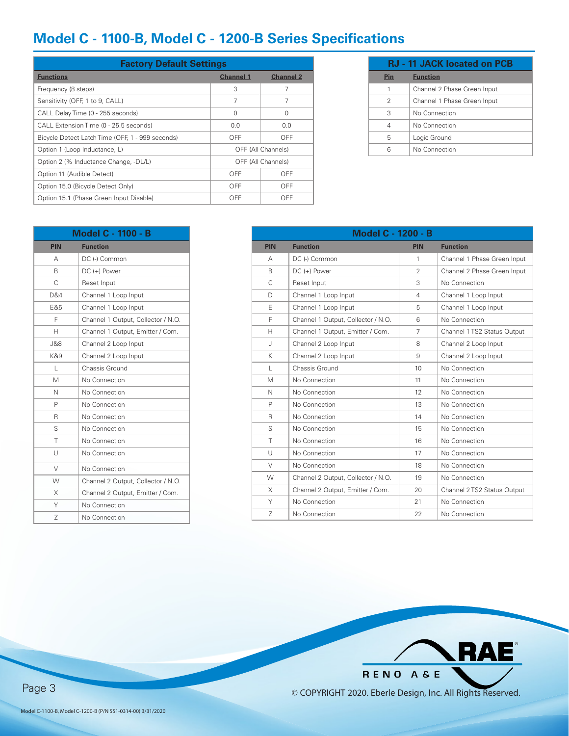# Model C - 1100-B, Model C - 1200-B Series Specifications

| Factory Default Settings | | |
|---|---|---|
| **Functions** | **Channel 1** | **Channel 2** |
| Frequency (8 steps) | 3 | 7 |
| Sensitivity (OFF, 1 to 9, CALL) | 7 | 7 |
| CALL Delay Time (0 - 255 seconds) | 0 | 0 |
| CALL Extension Time (0 - 25.5 seconds) | 0.0 | 0.0 |
| Bicycle Detect Latch Time (OFF, 1 - 999 seconds) | OFF | OFF |
| Option 1 (Loop Inductance, L) | OFF (All Channels) | |
| Option 2 (% Inductance Change, -DL/L) | OFF (All Channels) | |
| Option 11 (Audible Detect) | OFF | OFF |
| Option 15.0 (Bicycle Detect Only) | OFF | OFF |
| Option 15.1 (Phase Green Input Disable) | OFF | OFF |

| RJ - 11 JACK located on PCB | |
|---|---|
| **Pin** | **Function** |
| 1 | Channel 2 Phase Green Input |
| 2 | Channel 1 Phase Green Input |
| 3 | No Connection |
| 4 | No Connection |
| 5 | Logic Ground |
| 6 | No Connection |

| Model C - 1100 - B | |
|---|---|
| **PIN** | **Function** |
| A | DC (-) Common |
| B | DC (+) Power |
| C | Reset Input |
| D&4 | Channel 1 Loop Input |
| E&5 | Channel 1 Loop Input |
| F | Channel 1 Output, Collector / N.O. |
| H | Channel 1 Output, Emitter / Com. |
| J&8 | Channel 2 Loop Input |
| K&9 | Channel 2 Loop Input |
| L | Chassis Ground |
| M | No Connection |
| N | No Connection |
| P | No Connection |
| R | No Connection |
| S | No Connection |
| T | No Connection |
| U | No Connection |
| V | No Connection |
| W | Channel 2 Output, Collector / N.O. |
| X | Channel 2 Output, Emitter / Com. |
| Y | No Connection |
| Z | No Connection |

| Model C - 1200 - B | | | |
|---|---|---|---|
| **PIN** | **Function** | **PIN** | **Function** |
| A | DC (-) Common | 1 | Channel 1 Phase Green Input |
| B | DC (+) Power | 2 | Channel 2 Phase Green Input |
| C | Reset Input | 3 | No Connection |
| D | Channel 1 Loop Input | 4 | Channel 1 Loop Input |
| E | Channel 1 Loop Input | 5 | Channel 1 Loop Input |
| F | Channel 1 Output, Collector / N.O. | 6 | No Connection |
| H | Channel 1 Output, Emitter / Com. | 7 | Channel 1 TS2 Status Output |
| J | Channel 2 Loop Input | 8 | Channel 2 Loop Input |
| K | Channel 2 Loop Input | 9 | Channel 2 Loop Input |
| L | Chassis Ground | 10 | No Connection |
| M | No Connection | 11 | No Connection |
| N | No Connection | 12 | No Connection |
| P | No Connection | 13 | No Connection |
| R | No Connection | 14 | No Connection |
| S | No Connection | 15 | No Connection |
| T | No Connection | 16 | No Connection |
| U | No Connection | 17 | No Connection |
| V | No Connection | 18 | No Connection |
| W | Channel 2 Output, Collector / N.O. | 19 | No Connection |
| X | Channel 2 Output, Emitter / Com. | 20 | Channel 2 TS2 Status Output |
| Y | No Connection | 21 | No Connection |
| Z | No Connection | 22 | No Connection |

RAE® RENO A & E

© COPYRIGHT 2020. Eberle Design, Inc. All Rights Reserved.

Model C-1100-B, Model C-1200-B (P/N 551-0314-00) 3/31/2020